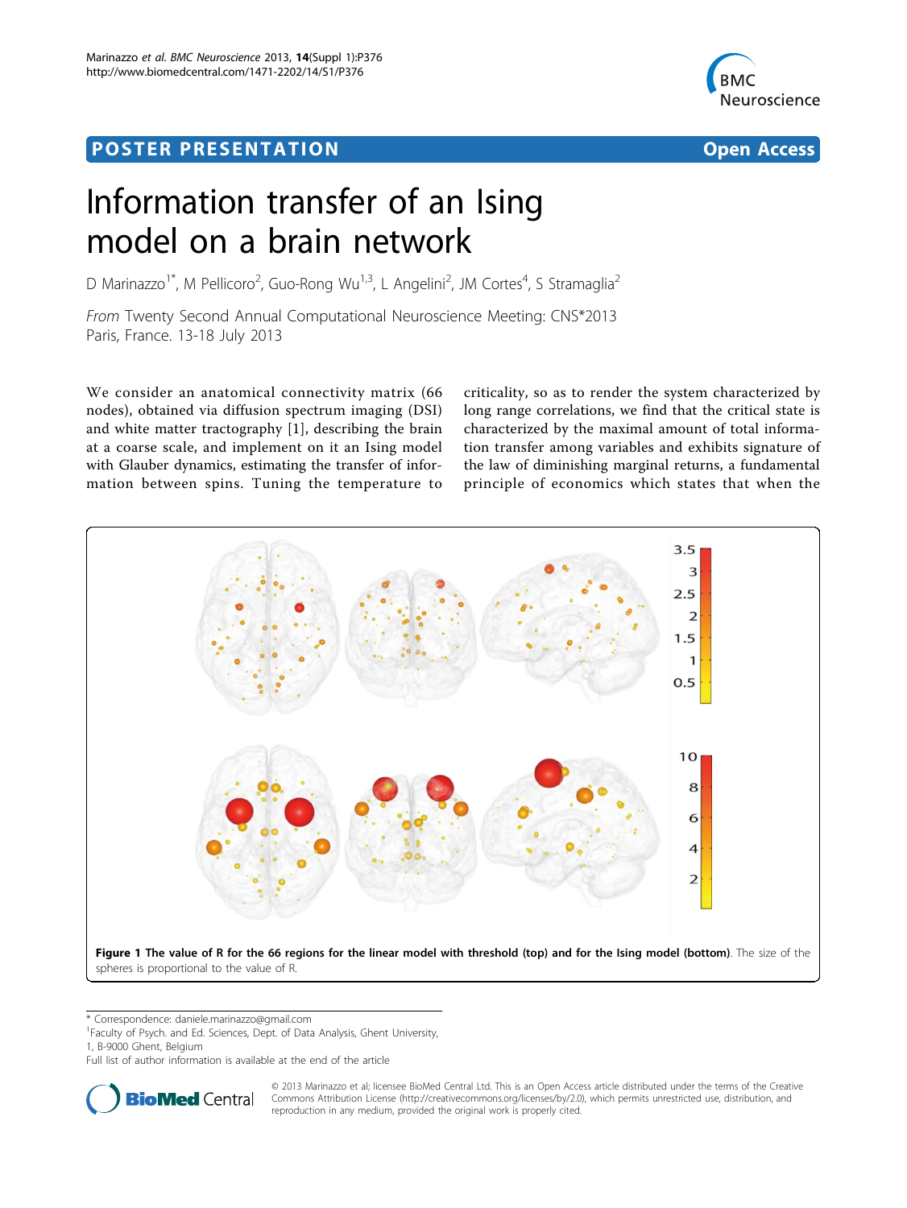# POSTER PRESENTATION

**Open Access**

# Information transfer of an Ising model on a brain network

D Marinazzo[1*], M Pellicoro[2], Guo-Rong Wu[1,3], L Angelini[2], JM Cortes[4], S Stramaglia[2]

*From* Twenty Second Annual Computational Neuroscience Meeting: CNS*2013
Paris, France. 13-18 July 2013

We consider an anatomical connectivity matrix (66 nodes), obtained via diffusion spectrum imaging (DSI) and white matter tractography [1], describing the brain at a coarse scale, and implement on it an Ising model with Glauber dynamics, estimating the transfer of information between spins. Tuning the temperature to criticality, so as to render the system characterized by long range correlations, we find that the critical state is characterized by the maximal amount of total information transfer among variables and exhibits signature of the law of diminishing marginal returns, a fundamental principle of economics which states that when the

**Figure 1 The value of R for the 66 regions for the linear model with threshold (top) and for the Ising model (bottom)**. The size of the spheres is proportional to the value of R.

\* Correspondence: daniele.marinazzo@gmail.com
[1]Faculty of Psych. and Ed. Sciences, Dept. of Data Analysis, Ghent University, 1, B-9000 Ghent, Belgium
Full list of author information is available at the end of the article

© 2013 Marinazzo et al; licensee BioMed Central Ltd. This is an Open Access article distributed under the terms of the Creative Commons Attribution License (http://creativecommons.org/licenses/by/2.0), which permits unrestricted use, distribution, and reproduction in any medium, provided the original work is properly cited.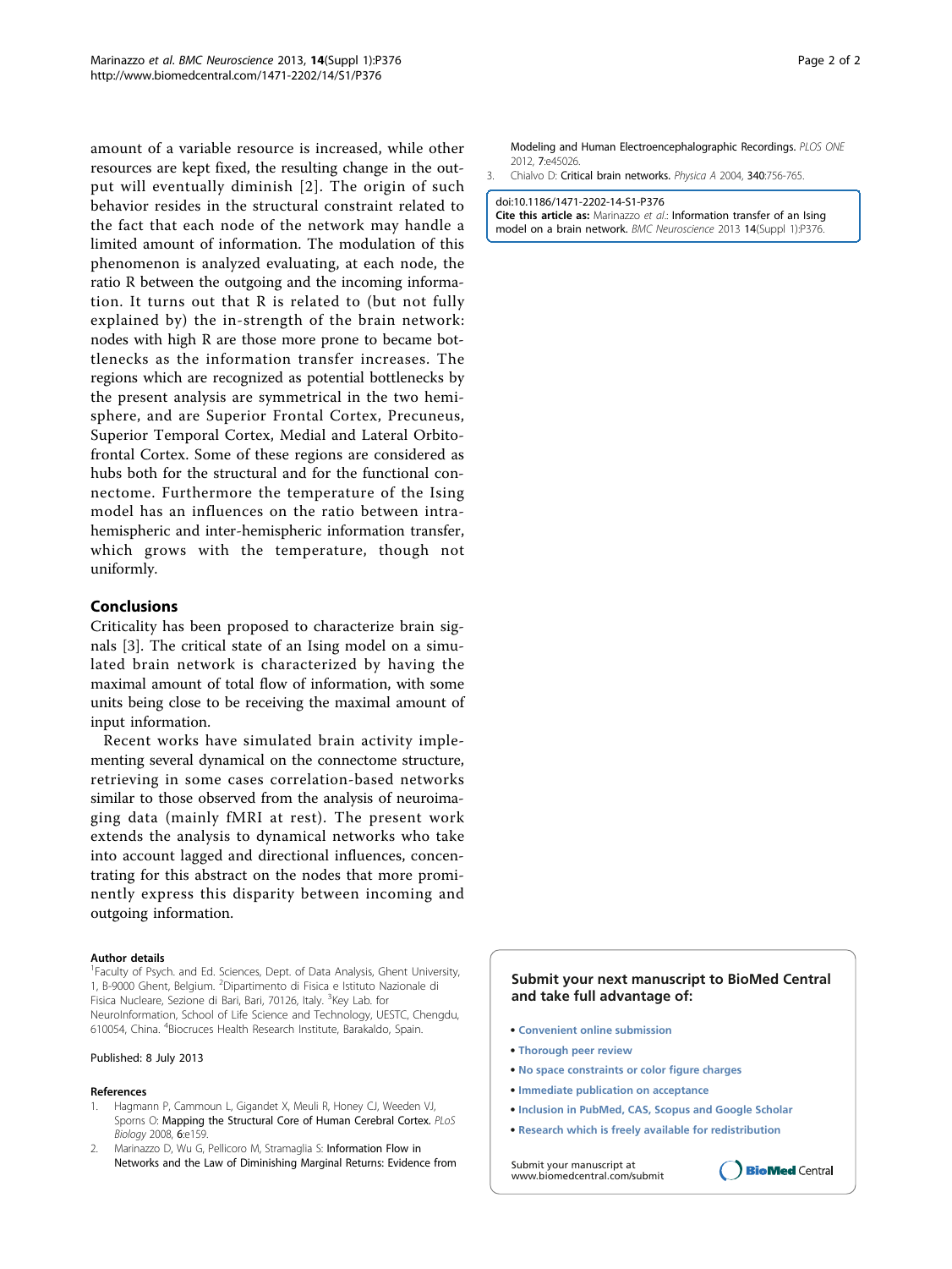amount of a variable resource is increased, while other resources are kept fixed, the resulting change in the output will eventually diminish [2]. The origin of such behavior resides in the structural constraint related to the fact that each node of the network may handle a limited amount of information. The modulation of this phenomenon is analyzed evaluating, at each node, the ratio R between the outgoing and the incoming information. It turns out that R is related to (but not fully explained by) the in-strength of the brain network: nodes with high R are those more prone to became bottlenecks as the information transfer increases. The regions which are recognized as potential bottlenecks by the present analysis are symmetrical in the two hemisphere, and are Superior Frontal Cortex, Precuneus, Superior Temporal Cortex, Medial and Lateral Orbitofrontal Cortex. Some of these regions are considered as hubs both for the structural and for the functional connectome. Furthermore the temperature of the Ising model has an influences on the ratio between intra-hemispheric and inter-hemispheric information transfer, which grows with the temperature, though not uniformly.

## Conclusions

Criticality has been proposed to characterize brain signals [3]. The critical state of an Ising model on a simulated brain network is characterized by having the maximal amount of total flow of information, with some units being close to be receiving the maximal amount of input information.

Recent works have simulated brain activity implementing several dynamical on the connectome structure, retrieving in some cases correlation-based networks similar to those observed from the analysis of neuroimaging data (mainly fMRI at rest). The present work extends the analysis to dynamical networks who take into account lagged and directional influences, concentrating for this abstract on the nodes that more prominently express this disparity between incoming and outgoing information.

### Author details

[1]Faculty of Psych. and Ed. Sciences, Dept. of Data Analysis, Ghent University, 1, B-9000 Ghent, Belgium. [2]Dipartimento di Fisica e Istituto Nazionale di Fisica Nucleare, Sezione di Bari, Bari, 70126, Italy. [3]Key Lab. for NeuroInformation, School of Life Science and Technology, UESTC, Chengdu, 610054, China. [4]Biocruces Health Research Institute, Barakaldo, Spain.

Published: 8 July 2013

### References

1. Hagmann P, Cammoun L, Gigandet X, Meuli R, Honey CJ, Weeden VJ, Sporns O: **Mapping the Structural Core of Human Cerebral Cortex.** *PLoS Biology* 2008, **6**:e159.
2. Marinazzo D, Wu G, Pellicoro M, Stramaglia S: **Information Flow in Networks and the Law of Diminishing Marginal Returns: Evidence from Modeling and Human Electroencephalographic Recordings.** *PLOS ONE* 2012, **7**:e45026.
3. Chialvo D: **Critical brain networks.** *Physica A* 2004, **340**:756-765.

doi:10.1186/1471-2202-14-S1-P376
**Cite this article as:** Marinazzo *et al.*: Information transfer of an Ising model on a brain network. *BMC Neuroscience* 2013 **14**(Suppl 1):P376.

**Submit your next manuscript to BioMed Central and take full advantage of:**

- Convenient online submission
- Thorough peer review
- No space constraints or color figure charges
- Immediate publication on acceptance
- Inclusion in PubMed, CAS, Scopus and Google Scholar
- Research which is freely available for redistribution

Submit your manuscript at
www.biomedcentral.com/submit

BioMed Central